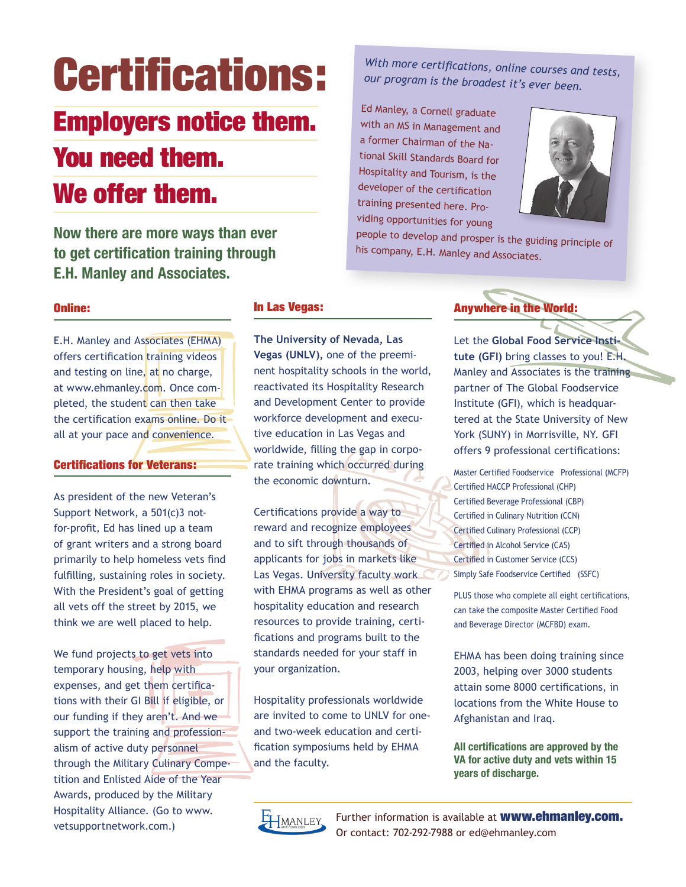# Certifications:

## Employers notice them.

## You need them.

## We offer them.

**Now there are more ways than ever to get certification training through E.H. Manley and Associates.**

*With more certifications, online courses and tests, our program is the broadest it's ever been.*

Ed Manley, a Cornell graduate with an MS in Management and a former Chairman of the National Skill Standards Board for Hospitality and Tourism, is the developer of the certification training presented here. Providing opportunities for young people to develop and prosper is the guiding principle of his company, E.H. Manley and Associates.

### Online:

E.H. Manley and Associates (EHMA) offers certification training videos and testing on line, at no charge, at www.ehmanley.com. Once completed, the student can then take the certification exams online. Do it all at your pace and convenience.

### Certifications for Veterans:

As president of the new Veteran's Support Network, a 501(c)3 not-for-profit, Ed has lined up a team of grant writers and a strong board primarily to help homeless vets find fulfilling, sustaining roles in society. With the President's goal of getting all vets off the street by 2015, we think we are well placed to help.

We fund projects to get vets into temporary housing, help with expenses, and get them certifications with their GI Bill if eligible, or our funding if they aren't. And we support the training and professionalism of active duty personnel through the Military Culinary Competition and Enlisted Aide of the Year Awards, produced by the Military Hospitality Alliance. (Go to www.vetsupportnetwork.com.)

### In Las Vegas:

**The University of Nevada, Las Vegas (UNLV),** one of the preeminent hospitality schools in the world, reactivated its Hospitality Research and Development Center to provide workforce development and executive education in Las Vegas and worldwide, filling the gap in corporate training which occurred during the economic downturn.

Certifications provide a way to reward and recognize employees and to sift through thousands of applicants for jobs in markets like Las Vegas. University faculty work with EHMA programs as well as other hospitality education and research resources to provide training, certifications and programs built to the standards needed for your staff in your organization.

Hospitality professionals worldwide are invited to come to UNLV for one- and two-week education and certification symposiums held by EHMA and the faculty.

### Anywhere in the World:

Let the **Global Food Service Institute (GFI)** bring classes to you! E.H. Manley and Associates is the training partner of The Global Foodservice Institute (GFI), which is headquartered at the State University of New York (SUNY) in Morrisville, NY. GFI offers 9 professional certifications:

- Master Certified Foodservice Professional (MCFP)
- Certified HACCP Professional (CHP)
- Certified Beverage Professional (CBP)
- Certified in Culinary Nutrition (CCN)
- Certified Culinary Professional (CCP)
- Certified in Alcohol Service (CAS)
- Certified in Customer Service (CCS)
- Simply Safe Foodservice Certified (SSFC)

PLUS those who complete all eight certifications, can take the composite Master Certified Food and Beverage Director (MCFBD) exam.

EHMA has been doing training since 2003, helping over 3000 students attain some 8000 certifications, in locations from the White House to Afghanistan and Iraq.

**All certifications are approved by the VA for active duty and vets within 15 years of discharge.**

Further information is available at **www.ehmanley.com.**
Or contact: 702-292-7988 or ed@ehmanley.com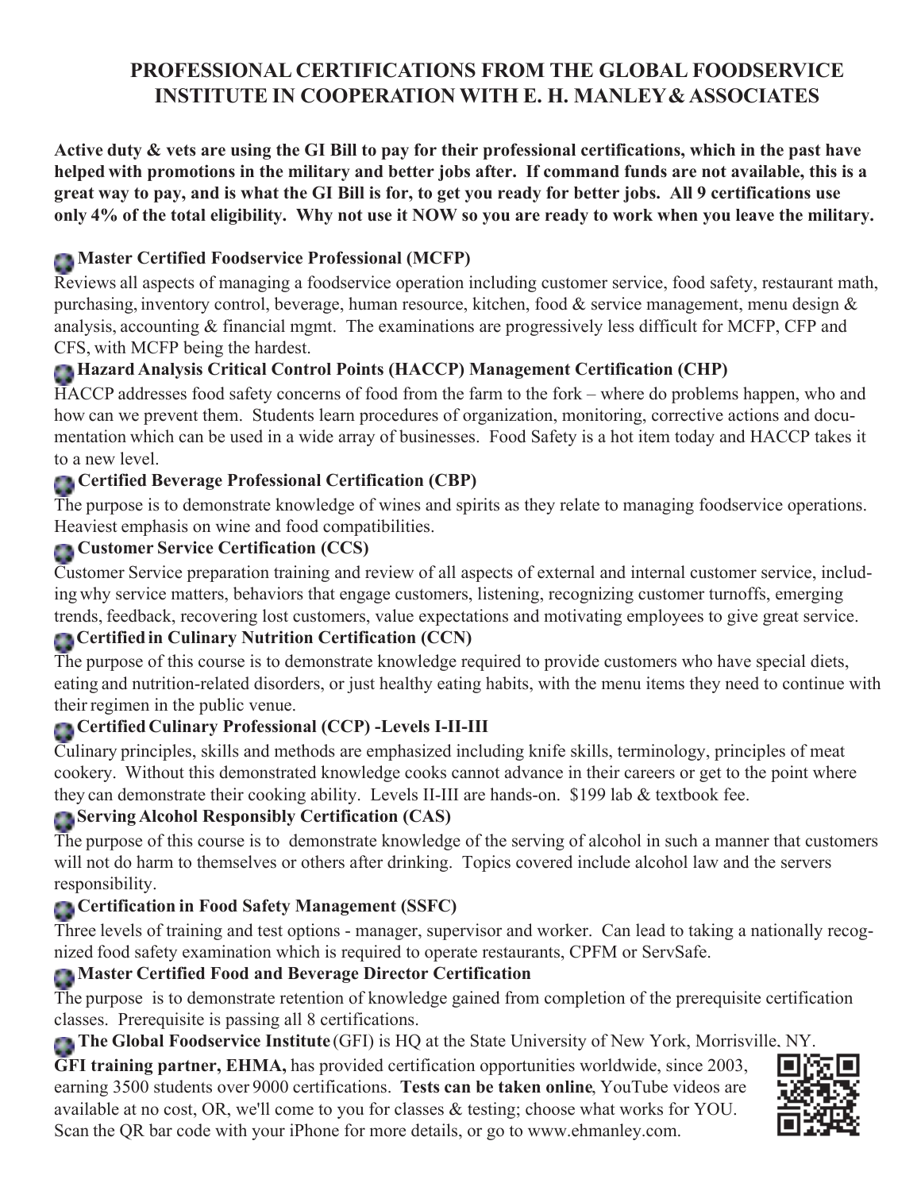# PROFESSIONAL CERTIFICATIONS FROM THE GLOBAL FOODSERVICE INSTITUTE IN COOPERATION WITH E. H. MANLEY & ASSOCIATES

**Active duty & vets are using the GI Bill to pay for their professional certifications, which in the past have helped with promotions in the military and better jobs after. If command funds are not available, this is a great way to pay, and is what the GI Bill is for, to get you ready for better jobs. All 9 certifications use only 4% of the total eligibility. Why not use it NOW so you are ready to work when you leave the military.**

### Master Certified Foodservice Professional (MCFP)

Reviews all aspects of managing a foodservice operation including customer service, food safety, restaurant math, purchasing, inventory control, beverage, human resource, kitchen, food & service management, menu design & analysis, accounting & financial mgmt. The examinations are progressively less difficult for MCFP, CFP and CFS, with MCFP being the hardest.

### Hazard Analysis Critical Control Points (HACCP) Management Certification (CHP)

HACCP addresses food safety concerns of food from the farm to the fork – where do problems happen, who and how can we prevent them. Students learn procedures of organization, monitoring, corrective actions and documentation which can be used in a wide array of businesses. Food Safety is a hot item today and HACCP takes it to a new level.

### Certified Beverage Professional Certification (CBP)

The purpose is to demonstrate knowledge of wines and spirits as they relate to managing foodservice operations. Heaviest emphasis on wine and food compatibilities.

### Customer Service Certification (CCS)

Customer Service preparation training and review of all aspects of external and internal customer service, including why service matters, behaviors that engage customers, listening, recognizing customer turnoffs, emerging trends, feedback, recovering lost customers, value expectations and motivating employees to give great service.

### Certified in Culinary Nutrition Certification (CCN)

The purpose of this course is to demonstrate knowledge required to provide customers who have special diets, eating and nutrition-related disorders, or just healthy eating habits, with the menu items they need to continue with their regimen in the public venue.

### Certified Culinary Professional (CCP) -Levels I-II-III

Culinary principles, skills and methods are emphasized including knife skills, terminology, principles of meat cookery. Without this demonstrated knowledge cooks cannot advance in their careers or get to the point where they can demonstrate their cooking ability. Levels II-III are hands-on. $199 lab & textbook fee.

### Serving Alcohol Responsibly Certification (CAS)

The purpose of this course is to demonstrate knowledge of the serving of alcohol in such a manner that customers will not do harm to themselves or others after drinking. Topics covered include alcohol law and the servers responsibility.

### Certification in Food Safety Management (SSFC)

Three levels of training and test options - manager, supervisor and worker. Can lead to taking a nationally recognized food safety examination which is required to operate restaurants, CPFM or ServSafe.

### Master Certified Food and Beverage Director Certification

The purpose is to demonstrate retention of knowledge gained from completion of the prerequisite certification classes. Prerequisite is passing all 8 certifications.

**The Global Foodservice Institute** (GFI) is HQ at the State University of New York, Morrisville, NY.

**GFI training partner, EHMA,** has provided certification opportunities worldwide, since 2003, earning 3500 students over 9000 certifications. **Tests can be taken online**, YouTube videos are available at no cost, OR, we'll come to you for classes & testing; choose what works for YOU. Scan the QR bar code with your iPhone for more details, or go to www.ehmanley.com.